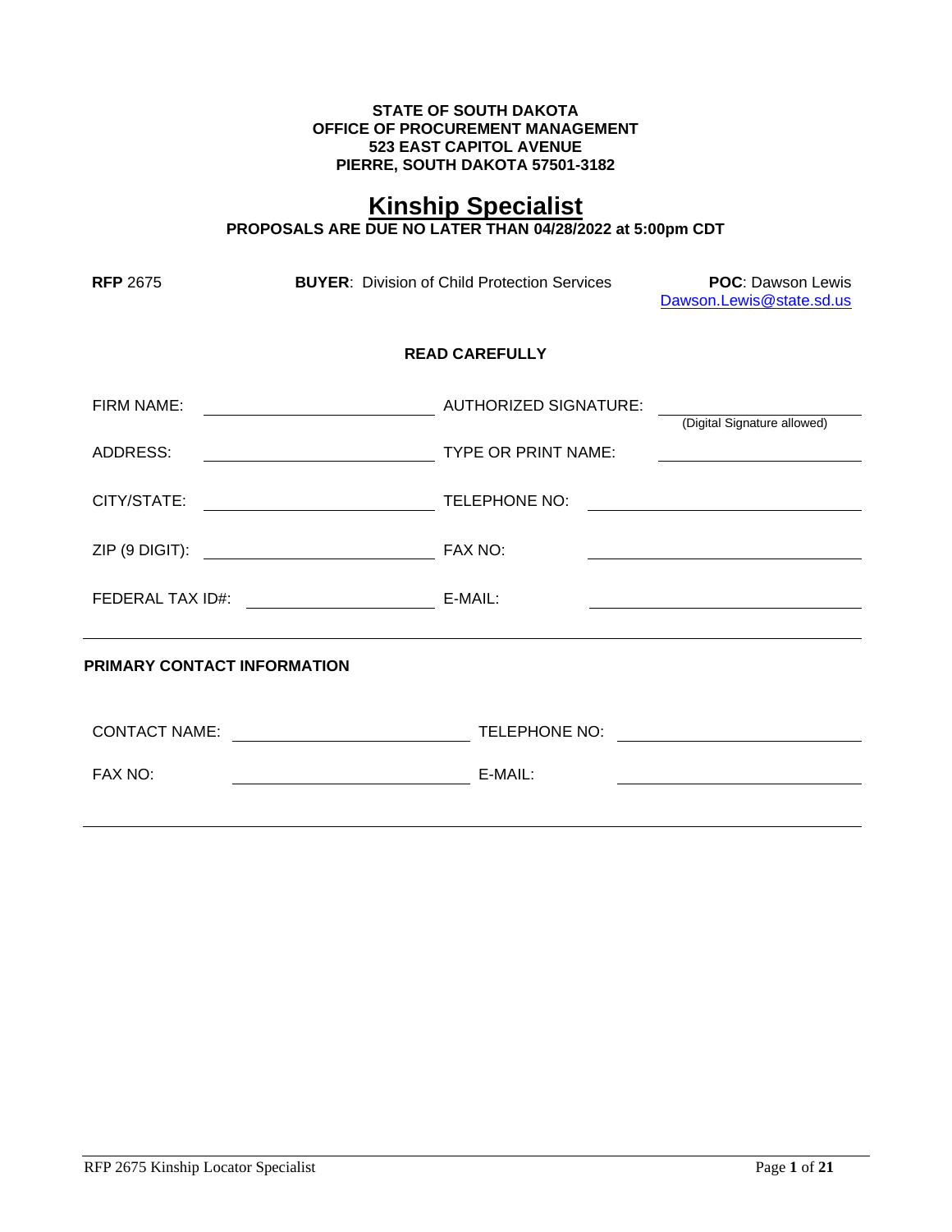**STATE OF SOUTH DAKOTA**
**OFFICE OF PROCUREMENT MANAGEMENT**
**523 EAST CAPITOL AVENUE**
**PIERRE, SOUTH DAKOTA 57501-3182**

# Kinship Specialist

**PROPOSALS ARE DUE NO LATER THAN 04/28/2022 at 5:00pm CDT**

**RFP** 2675 **BUYER**: Division of Child Protection Services **POC**: Dawson Lewis Dawson.Lewis@state.sd.us

**READ CAREFULLY**

| | | | |
|---|---|---|---|
| FIRM NAME: | | AUTHORIZED SIGNATURE: | (Digital Signature allowed) |
| ADDRESS: | | TYPE OR PRINT NAME: | |
| CITY/STATE: | | TELEPHONE NO: | |
| ZIP (9 DIGIT): | | FAX NO: | |
| FEDERAL TAX ID#: | | E-MAIL: | |

**PRIMARY CONTACT INFORMATION**

| | | | |
|---|---|---|---|
| CONTACT NAME: | | TELEPHONE NO: | |
| FAX NO: | | E-MAIL: | |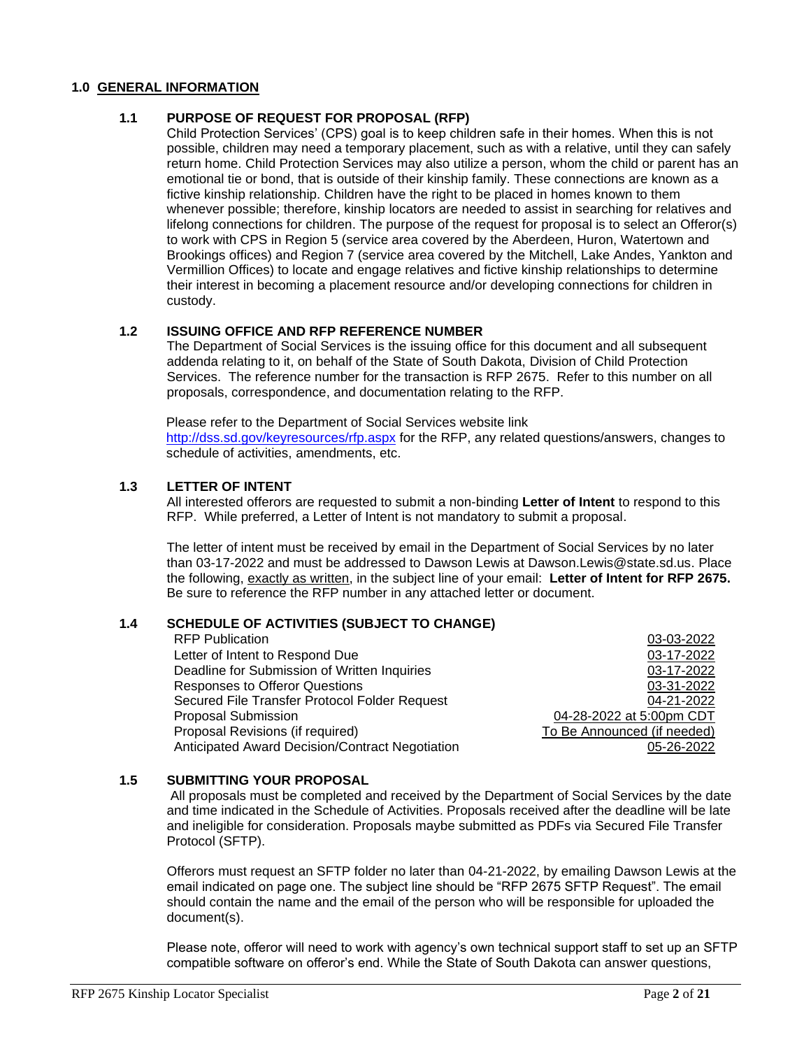## 1.0 GENERAL INFORMATION

### 1.1 PURPOSE OF REQUEST FOR PROPOSAL (RFP)

Child Protection Services' (CPS) goal is to keep children safe in their homes. When this is not possible, children may need a temporary placement, such as with a relative, until they can safely return home. Child Protection Services may also utilize a person, whom the child or parent has an emotional tie or bond, that is outside of their kinship family. These connections are known as a fictive kinship relationship. Children have the right to be placed in homes known to them whenever possible; therefore, kinship locators are needed to assist in searching for relatives and lifelong connections for children. The purpose of the request for proposal is to select an Offeror(s) to work with CPS in Region 5 (service area covered by the Aberdeen, Huron, Watertown and Brookings offices) and Region 7 (service area covered by the Mitchell, Lake Andes, Yankton and Vermillion Offices) to locate and engage relatives and fictive kinship relationships to determine their interest in becoming a placement resource and/or developing connections for children in custody.

### 1.2 ISSUING OFFICE AND RFP REFERENCE NUMBER

The Department of Social Services is the issuing office for this document and all subsequent addenda relating to it, on behalf of the State of South Dakota, Division of Child Protection Services. The reference number for the transaction is RFP 2675. Refer to this number on all proposals, correspondence, and documentation relating to the RFP.

Please refer to the Department of Social Services website link http://dss.sd.gov/keyresources/rfp.aspx for the RFP, any related questions/answers, changes to schedule of activities, amendments, etc.

### 1.3 LETTER OF INTENT

All interested offerors are requested to submit a non-binding **Letter of Intent** to respond to this RFP. While preferred, a Letter of Intent is not mandatory to submit a proposal.

The letter of intent must be received by email in the Department of Social Services by no later than 03-17-2022 and must be addressed to Dawson Lewis at Dawson.Lewis@state.sd.us. Place the following, exactly as written, in the subject line of your email: **Letter of Intent for RFP 2675.** Be sure to reference the RFP number in any attached letter or document.

### 1.4 SCHEDULE OF ACTIVITIES (SUBJECT TO CHANGE)

| Activity | Date |
| --- | --- |
| RFP Publication | 03-03-2022 |
| Letter of Intent to Respond Due | 03-17-2022 |
| Deadline for Submission of Written Inquiries | 03-17-2022 |
| Responses to Offeror Questions | 03-31-2022 |
| Secured File Transfer Protocol Folder Request | 04-21-2022 |
| Proposal Submission | 04-28-2022 at 5:00pm CDT |
| Proposal Revisions (if required) | To Be Announced (if needed) |
| Anticipated Award Decision/Contract Negotiation | 05-26-2022 |

### 1.5 SUBMITTING YOUR PROPOSAL

All proposals must be completed and received by the Department of Social Services by the date and time indicated in the Schedule of Activities. Proposals received after the deadline will be late and ineligible for consideration. Proposals maybe submitted as PDFs via Secured File Transfer Protocol (SFTP).

Offerors must request an SFTP folder no later than 04-21-2022, by emailing Dawson Lewis at the email indicated on page one. The subject line should be "RFP 2675 SFTP Request". The email should contain the name and the email of the person who will be responsible for uploaded the document(s).

Please note, offeror will need to work with agency's own technical support staff to set up an SFTP compatible software on offeror's end. While the State of South Dakota can answer questions,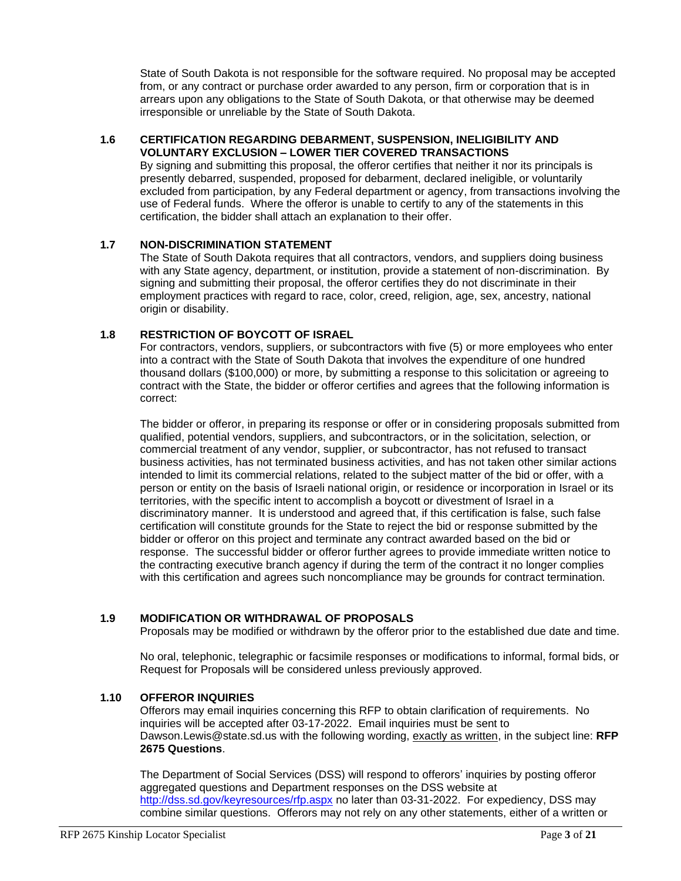State of South Dakota is not responsible for the software required. No proposal may be accepted from, or any contract or purchase order awarded to any person, firm or corporation that is in arrears upon any obligations to the State of South Dakota, or that otherwise may be deemed irresponsible or unreliable by the State of South Dakota.

### 1.6 CERTIFICATION REGARDING DEBARMENT, SUSPENSION, INELIGIBILITY AND VOLUNTARY EXCLUSION – LOWER TIER COVERED TRANSACTIONS

By signing and submitting this proposal, the offeror certifies that neither it nor its principals is presently debarred, suspended, proposed for debarment, declared ineligible, or voluntarily excluded from participation, by any Federal department or agency, from transactions involving the use of Federal funds. Where the offeror is unable to certify to any of the statements in this certification, the bidder shall attach an explanation to their offer.

### 1.7 NON-DISCRIMINATION STATEMENT

The State of South Dakota requires that all contractors, vendors, and suppliers doing business with any State agency, department, or institution, provide a statement of non-discrimination. By signing and submitting their proposal, the offeror certifies they do not discriminate in their employment practices with regard to race, color, creed, religion, age, sex, ancestry, national origin or disability.

### 1.8 RESTRICTION OF BOYCOTT OF ISRAEL

For contractors, vendors, suppliers, or subcontractors with five (5) or more employees who enter into a contract with the State of South Dakota that involves the expenditure of one hundred thousand dollars ($100,000) or more, by submitting a response to this solicitation or agreeing to contract with the State, the bidder or offeror certifies and agrees that the following information is correct:

The bidder or offeror, in preparing its response or offer or in considering proposals submitted from qualified, potential vendors, suppliers, and subcontractors, or in the solicitation, selection, or commercial treatment of any vendor, supplier, or subcontractor, has not refused to transact business activities, has not terminated business activities, and has not taken other similar actions intended to limit its commercial relations, related to the subject matter of the bid or offer, with a person or entity on the basis of Israeli national origin, or residence or incorporation in Israel or its territories, with the specific intent to accomplish a boycott or divestment of Israel in a discriminatory manner. It is understood and agreed that, if this certification is false, such false certification will constitute grounds for the State to reject the bid or response submitted by the bidder or offeror on this project and terminate any contract awarded based on the bid or response. The successful bidder or offeror further agrees to provide immediate written notice to the contracting executive branch agency if during the term of the contract it no longer complies with this certification and agrees such noncompliance may be grounds for contract termination.

### 1.9 MODIFICATION OR WITHDRAWAL OF PROPOSALS

Proposals may be modified or withdrawn by the offeror prior to the established due date and time.

No oral, telephonic, telegraphic or facsimile responses or modifications to informal, formal bids, or Request for Proposals will be considered unless previously approved.

### 1.10 OFFEROR INQUIRIES

Offerors may email inquiries concerning this RFP to obtain clarification of requirements. No inquiries will be accepted after 03-17-2022. Email inquiries must be sent to Dawson.Lewis@state.sd.us with the following wording, exactly as written, in the subject line: **RFP 2675 Questions**.

The Department of Social Services (DSS) will respond to offerors' inquiries by posting offeror aggregated questions and Department responses on the DSS website at http://dss.sd.gov/keyresources/rfp.aspx no later than 03-31-2022. For expediency, DSS may combine similar questions. Offerors may not rely on any other statements, either of a written or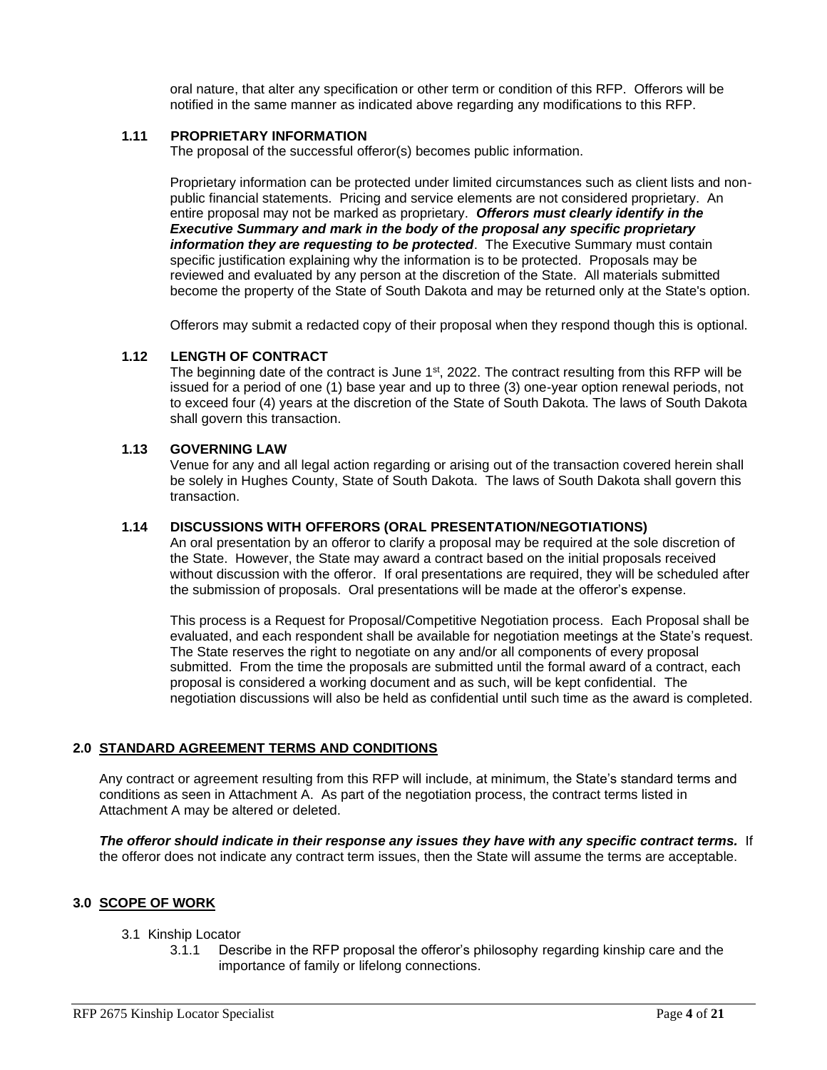oral nature, that alter any specification or other term or condition of this RFP. Offerors will be notified in the same manner as indicated above regarding any modifications to this RFP.

### 1.11 PROPRIETARY INFORMATION

The proposal of the successful offeror(s) becomes public information.

Proprietary information can be protected under limited circumstances such as client lists and non-public financial statements. Pricing and service elements are not considered proprietary. An entire proposal may not be marked as proprietary. ***Offerors must clearly identify in the Executive Summary and mark in the body of the proposal any specific proprietary information they are requesting to be protected***. The Executive Summary must contain specific justification explaining why the information is to be protected. Proposals may be reviewed and evaluated by any person at the discretion of the State. All materials submitted become the property of the State of South Dakota and may be returned only at the State's option.

Offerors may submit a redacted copy of their proposal when they respond though this is optional.

### 1.12 LENGTH OF CONTRACT

The beginning date of the contract is June 1st, 2022. The contract resulting from this RFP will be issued for a period of one (1) base year and up to three (3) one-year option renewal periods, not to exceed four (4) years at the discretion of the State of South Dakota. The laws of South Dakota shall govern this transaction.

### 1.13 GOVERNING LAW

Venue for any and all legal action regarding or arising out of the transaction covered herein shall be solely in Hughes County, State of South Dakota. The laws of South Dakota shall govern this transaction.

### 1.14 DISCUSSIONS WITH OFFERORS (ORAL PRESENTATION/NEGOTIATIONS)

An oral presentation by an offeror to clarify a proposal may be required at the sole discretion of the State. However, the State may award a contract based on the initial proposals received without discussion with the offeror. If oral presentations are required, they will be scheduled after the submission of proposals. Oral presentations will be made at the offeror's expense.

This process is a Request for Proposal/Competitive Negotiation process. Each Proposal shall be evaluated, and each respondent shall be available for negotiation meetings at the State's request. The State reserves the right to negotiate on any and/or all components of every proposal submitted. From the time the proposals are submitted until the formal award of a contract, each proposal is considered a working document and as such, will be kept confidential. The negotiation discussions will also be held as confidential until such time as the award is completed.

## 2.0 STANDARD AGREEMENT TERMS AND CONDITIONS

Any contract or agreement resulting from this RFP will include, at minimum, the State's standard terms and conditions as seen in Attachment A. As part of the negotiation process, the contract terms listed in Attachment A may be altered or deleted.

***The offeror should indicate in their response any issues they have with any specific contract terms.*** If the offeror does not indicate any contract term issues, then the State will assume the terms are acceptable.

## 3.0 SCOPE OF WORK

3.1 Kinship Locator

3.1.1 Describe in the RFP proposal the offeror's philosophy regarding kinship care and the importance of family or lifelong connections.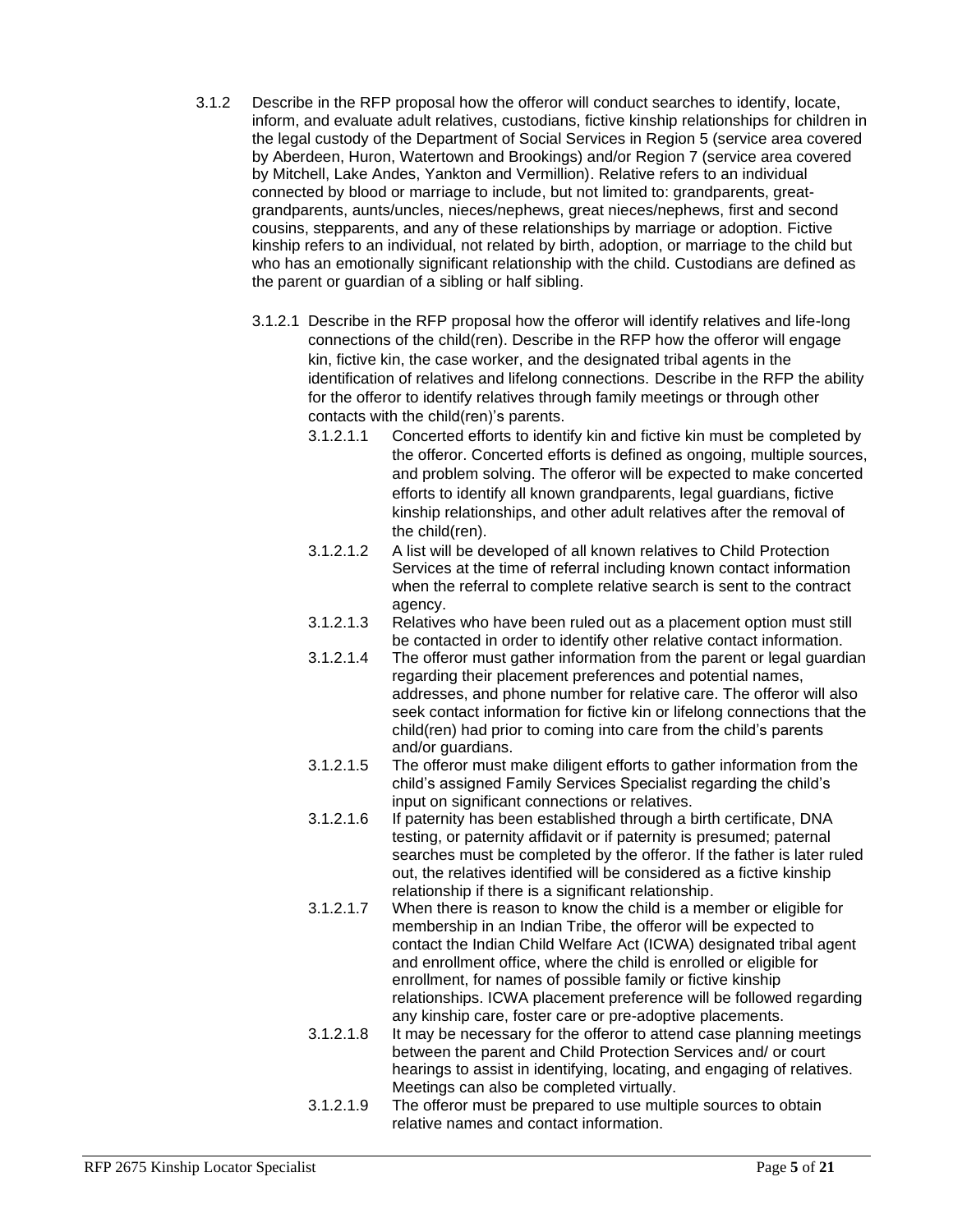3.1.2 Describe in the RFP proposal how the offeror will conduct searches to identify, locate, inform, and evaluate adult relatives, custodians, fictive kinship relationships for children in the legal custody of the Department of Social Services in Region 5 (service area covered by Aberdeen, Huron, Watertown and Brookings) and/or Region 7 (service area covered by Mitchell, Lake Andes, Yankton and Vermillion). Relative refers to an individual connected by blood or marriage to include, but not limited to: grandparents, great-grandparents, aunts/uncles, nieces/nephews, great nieces/nephews, first and second cousins, stepparents, and any of these relationships by marriage or adoption. Fictive kinship refers to an individual, not related by birth, adoption, or marriage to the child but who has an emotionally significant relationship with the child. Custodians are defined as the parent or guardian of a sibling or half sibling.

3.1.2.1 Describe in the RFP proposal how the offeror will identify relatives and life-long connections of the child(ren). Describe in the RFP how the offeror will engage kin, fictive kin, the case worker, and the designated tribal agents in the identification of relatives and lifelong connections. Describe in the RFP the ability for the offeror to identify relatives through family meetings or through other contacts with the child(ren)'s parents.

3.1.2.1.1 Concerted efforts to identify kin and fictive kin must be completed by the offeror. Concerted efforts is defined as ongoing, multiple sources, and problem solving. The offeror will be expected to make concerted efforts to identify all known grandparents, legal guardians, fictive kinship relationships, and other adult relatives after the removal of the child(ren).

3.1.2.1.2 A list will be developed of all known relatives to Child Protection Services at the time of referral including known contact information when the referral to complete relative search is sent to the contract agency.

3.1.2.1.3 Relatives who have been ruled out as a placement option must still be contacted in order to identify other relative contact information.

3.1.2.1.4 The offeror must gather information from the parent or legal guardian regarding their placement preferences and potential names, addresses, and phone number for relative care. The offeror will also seek contact information for fictive kin or lifelong connections that the child(ren) had prior to coming into care from the child's parents and/or guardians.

3.1.2.1.5 The offeror must make diligent efforts to gather information from the child's assigned Family Services Specialist regarding the child's input on significant connections or relatives.

3.1.2.1.6 If paternity has been established through a birth certificate, DNA testing, or paternity affidavit or if paternity is presumed; paternal searches must be completed by the offeror. If the father is later ruled out, the relatives identified will be considered as a fictive kinship relationship if there is a significant relationship.

3.1.2.1.7 When there is reason to know the child is a member or eligible for membership in an Indian Tribe, the offeror will be expected to contact the Indian Child Welfare Act (ICWA) designated tribal agent and enrollment office, where the child is enrolled or eligible for enrollment, for names of possible family or fictive kinship relationships. ICWA placement preference will be followed regarding any kinship care, foster care or pre-adoptive placements.

3.1.2.1.8 It may be necessary for the offeror to attend case planning meetings between the parent and Child Protection Services and/ or court hearings to assist in identifying, locating, and engaging of relatives. Meetings can also be completed virtually.

3.1.2.1.9 The offeror must be prepared to use multiple sources to obtain relative names and contact information.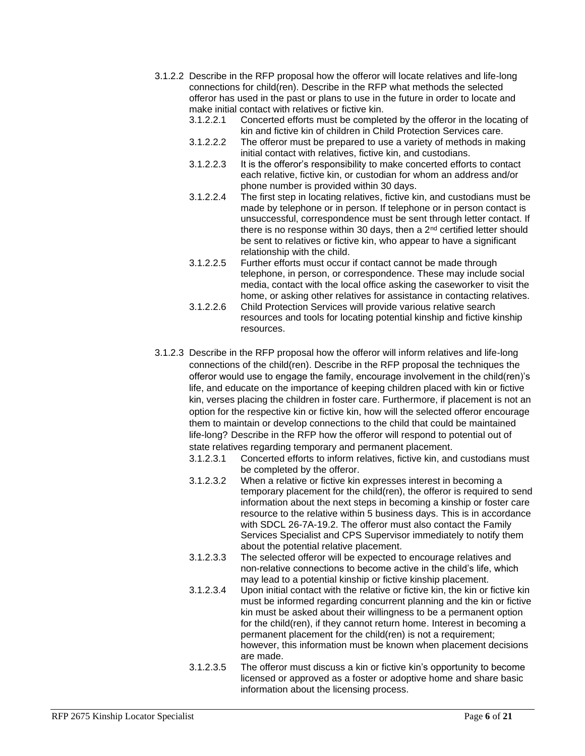3.1.2.2 Describe in the RFP proposal how the offeror will locate relatives and life-long connections for child(ren). Describe in the RFP what methods the selected offeror has used in the past or plans to use in the future in order to locate and make initial contact with relatives or fictive kin.

- 3.1.2.2.1 Concerted efforts must be completed by the offeror in the locating of kin and fictive kin of children in Child Protection Services care.
- 3.1.2.2.2 The offeror must be prepared to use a variety of methods in making initial contact with relatives, fictive kin, and custodians.
- 3.1.2.2.3 It is the offeror's responsibility to make concerted efforts to contact each relative, fictive kin, or custodian for whom an address and/or phone number is provided within 30 days.
- 3.1.2.2.4 The first step in locating relatives, fictive kin, and custodians must be made by telephone or in person. If telephone or in person contact is unsuccessful, correspondence must be sent through letter contact. If there is no response within 30 days, then a 2nd certified letter should be sent to relatives or fictive kin, who appear to have a significant relationship with the child.
- 3.1.2.2.5 Further efforts must occur if contact cannot be made through telephone, in person, or correspondence. These may include social media, contact with the local office asking the caseworker to visit the home, or asking other relatives for assistance in contacting relatives.
- 3.1.2.2.6 Child Protection Services will provide various relative search resources and tools for locating potential kinship and fictive kinship resources.

3.1.2.3 Describe in the RFP proposal how the offeror will inform relatives and life-long connections of the child(ren). Describe in the RFP proposal the techniques the offeror would use to engage the family, encourage involvement in the child(ren)'s life, and educate on the importance of keeping children placed with kin or fictive kin, verses placing the children in foster care. Furthermore, if placement is not an option for the respective kin or fictive kin, how will the selected offeror encourage them to maintain or develop connections to the child that could be maintained life-long? Describe in the RFP how the offeror will respond to potential out of state relatives regarding temporary and permanent placement.

- 3.1.2.3.1 Concerted efforts to inform relatives, fictive kin, and custodians must be completed by the offeror.
- 3.1.2.3.2 When a relative or fictive kin expresses interest in becoming a temporary placement for the child(ren), the offeror is required to send information about the next steps in becoming a kinship or foster care resource to the relative within 5 business days. This is in accordance with SDCL 26-7A-19.2. The offeror must also contact the Family Services Specialist and CPS Supervisor immediately to notify them about the potential relative placement.
- 3.1.2.3.3 The selected offeror will be expected to encourage relatives and non-relative connections to become active in the child's life, which may lead to a potential kinship or fictive kinship placement.
- 3.1.2.3.4 Upon initial contact with the relative or fictive kin, the kin or fictive kin must be informed regarding concurrent planning and the kin or fictive kin must be asked about their willingness to be a permanent option for the child(ren), if they cannot return home. Interest in becoming a permanent placement for the child(ren) is not a requirement; however, this information must be known when placement decisions are made.
- 3.1.2.3.5 The offeror must discuss a kin or fictive kin's opportunity to become licensed or approved as a foster or adoptive home and share basic information about the licensing process.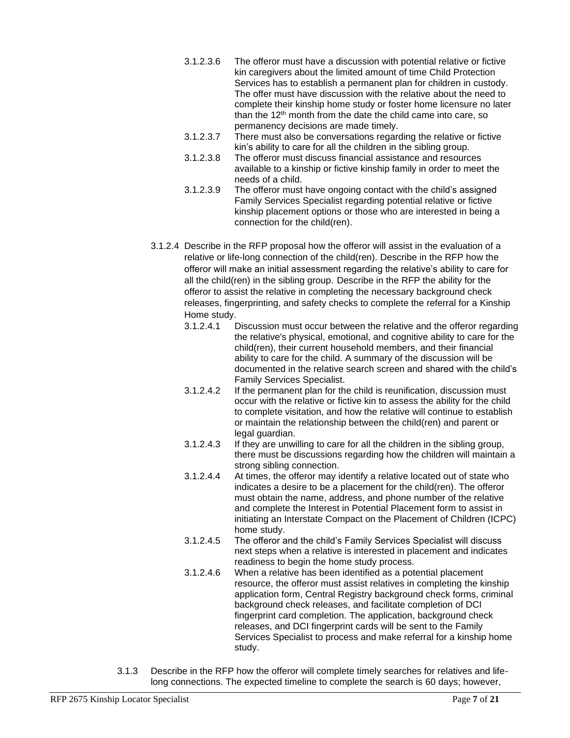3.1.2.3.6 The offeror must have a discussion with potential relative or fictive kin caregivers about the limited amount of time Child Protection Services has to establish a permanent plan for children in custody. The offer must have discussion with the relative about the need to complete their kinship home study or foster home licensure no later than the 12th month from the date the child came into care, so permanency decisions are made timely.

3.1.2.3.7 There must also be conversations regarding the relative or fictive kin's ability to care for all the children in the sibling group.

3.1.2.3.8 The offeror must discuss financial assistance and resources available to a kinship or fictive kinship family in order to meet the needs of a child.

3.1.2.3.9 The offeror must have ongoing contact with the child's assigned Family Services Specialist regarding potential relative or fictive kinship placement options or those who are interested in being a connection for the child(ren).

3.1.2.4 Describe in the RFP proposal how the offeror will assist in the evaluation of a relative or life-long connection of the child(ren). Describe in the RFP how the offeror will make an initial assessment regarding the relative's ability to care for all the child(ren) in the sibling group. Describe in the RFP the ability for the offeror to assist the relative in completing the necessary background check releases, fingerprinting, and safety checks to complete the referral for a Kinship Home study.

3.1.2.4.1 Discussion must occur between the relative and the offeror regarding the relative's physical, emotional, and cognitive ability to care for the child(ren), their current household members, and their financial ability to care for the child. A summary of the discussion will be documented in the relative search screen and shared with the child's Family Services Specialist.

3.1.2.4.2 If the permanent plan for the child is reunification, discussion must occur with the relative or fictive kin to assess the ability for the child to complete visitation, and how the relative will continue to establish or maintain the relationship between the child(ren) and parent or legal guardian.

3.1.2.4.3 If they are unwilling to care for all the children in the sibling group, there must be discussions regarding how the children will maintain a strong sibling connection.

3.1.2.4.4 At times, the offeror may identify a relative located out of state who indicates a desire to be a placement for the child(ren). The offeror must obtain the name, address, and phone number of the relative and complete the Interest in Potential Placement form to assist in initiating an Interstate Compact on the Placement of Children (ICPC) home study.

3.1.2.4.5 The offeror and the child's Family Services Specialist will discuss next steps when a relative is interested in placement and indicates readiness to begin the home study process.

3.1.2.4.6 When a relative has been identified as a potential placement resource, the offeror must assist relatives in completing the kinship application form, Central Registry background check forms, criminal background check releases, and facilitate completion of DCI fingerprint card completion. The application, background check releases, and DCI fingerprint cards will be sent to the Family Services Specialist to process and make referral for a kinship home study.

3.1.3 Describe in the RFP how the offeror will complete timely searches for relatives and life-long connections. The expected timeline to complete the search is 60 days; however,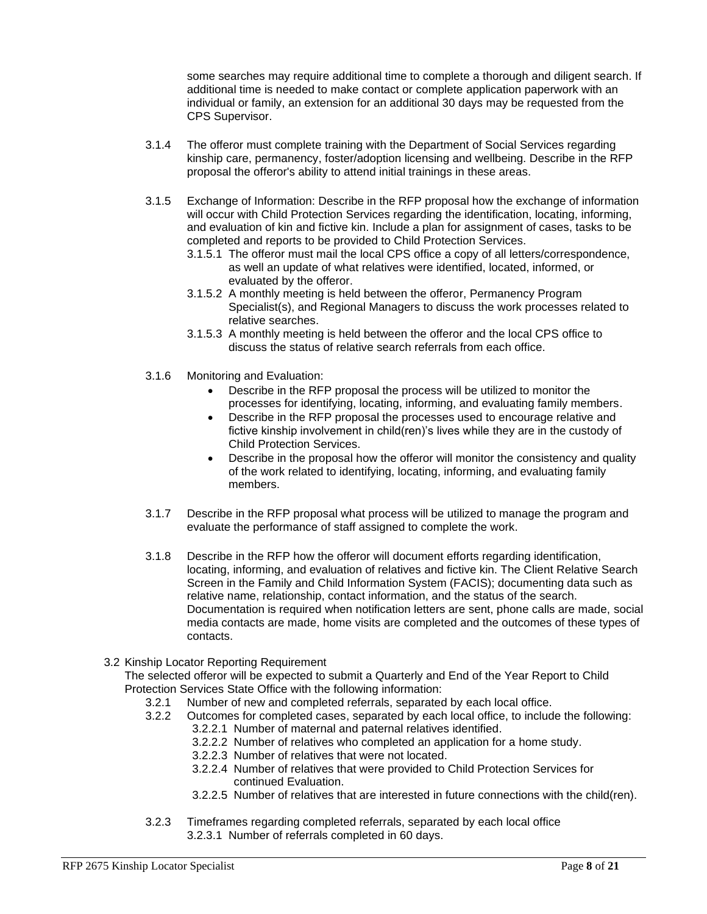some searches may require additional time to complete a thorough and diligent search. If additional time is needed to make contact or complete application paperwork with an individual or family, an extension for an additional 30 days may be requested from the CPS Supervisor.

3.1.4 The offeror must complete training with the Department of Social Services regarding kinship care, permanency, foster/adoption licensing and wellbeing. Describe in the RFP proposal the offeror's ability to attend initial trainings in these areas.

3.1.5 Exchange of Information: Describe in the RFP proposal how the exchange of information will occur with Child Protection Services regarding the identification, locating, informing, and evaluation of kin and fictive kin. Include a plan for assignment of cases, tasks to be completed and reports to be provided to Child Protection Services.

- 3.1.5.1 The offeror must mail the local CPS office a copy of all letters/correspondence, as well an update of what relatives were identified, located, informed, or evaluated by the offeror.
- 3.1.5.2 A monthly meeting is held between the offeror, Permanency Program Specialist(s), and Regional Managers to discuss the work processes related to relative searches.
- 3.1.5.3 A monthly meeting is held between the offeror and the local CPS office to discuss the status of relative search referrals from each office.

3.1.6 Monitoring and Evaluation:

- Describe in the RFP proposal the process will be utilized to monitor the processes for identifying, locating, informing, and evaluating family members.
- Describe in the RFP proposal the processes used to encourage relative and fictive kinship involvement in child(ren)'s lives while they are in the custody of Child Protection Services.
- Describe in the proposal how the offeror will monitor the consistency and quality of the work related to identifying, locating, informing, and evaluating family members.

3.1.7 Describe in the RFP proposal what process will be utilized to manage the program and evaluate the performance of staff assigned to complete the work.

3.1.8 Describe in the RFP how the offeror will document efforts regarding identification, locating, informing, and evaluation of relatives and fictive kin. The Client Relative Search Screen in the Family and Child Information System (FACIS); documenting data such as relative name, relationship, contact information, and the status of the search. Documentation is required when notification letters are sent, phone calls are made, social media contacts are made, home visits are completed and the outcomes of these types of contacts.

3.2 Kinship Locator Reporting Requirement

The selected offeror will be expected to submit a Quarterly and End of the Year Report to Child Protection Services State Office with the following information:

- 3.2.1 Number of new and completed referrals, separated by each local office.
- 3.2.2 Outcomes for completed cases, separated by each local office, to include the following:
  - 3.2.2.1 Number of maternal and paternal relatives identified.
  - 3.2.2.2 Number of relatives who completed an application for a home study.
  - 3.2.2.3 Number of relatives that were not located.
  - 3.2.2.4 Number of relatives that were provided to Child Protection Services for continued Evaluation.
  - 3.2.2.5 Number of relatives that are interested in future connections with the child(ren).
- 3.2.3 Timeframes regarding completed referrals, separated by each local office
  - 3.2.3.1 Number of referrals completed in 60 days.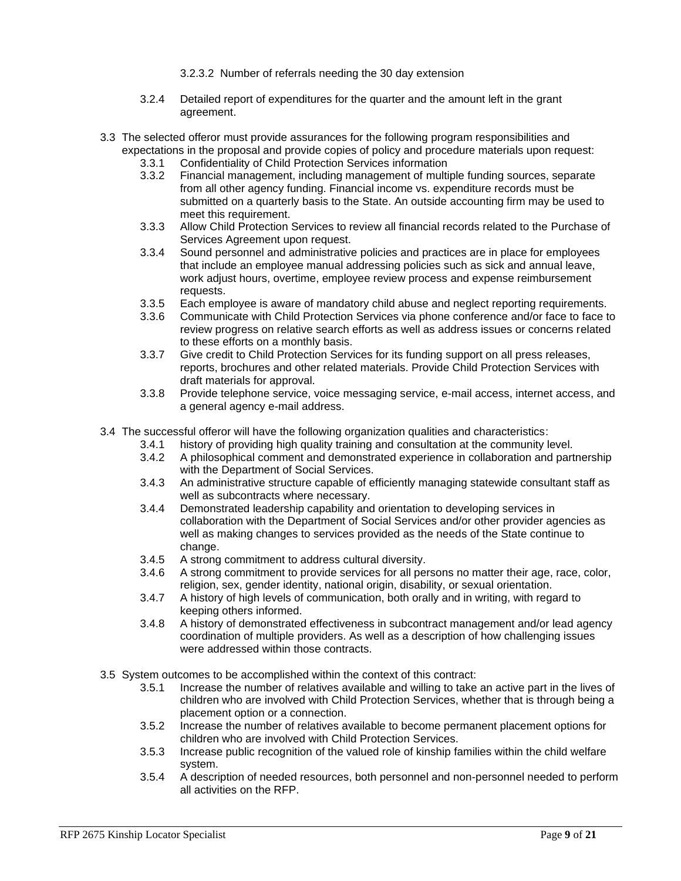3.2.3.2 Number of referrals needing the 30 day extension

3.2.4 Detailed report of expenditures for the quarter and the amount left in the grant agreement.

3.3 The selected offeror must provide assurances for the following program responsibilities and expectations in the proposal and provide copies of policy and procedure materials upon request:

- 3.3.1 Confidentiality of Child Protection Services information
- 3.3.2 Financial management, including management of multiple funding sources, separate from all other agency funding. Financial income vs. expenditure records must be submitted on a quarterly basis to the State. An outside accounting firm may be used to meet this requirement.
- 3.3.3 Allow Child Protection Services to review all financial records related to the Purchase of Services Agreement upon request.
- 3.3.4 Sound personnel and administrative policies and practices are in place for employees that include an employee manual addressing policies such as sick and annual leave, work adjust hours, overtime, employee review process and expense reimbursement requests.
- 3.3.5 Each employee is aware of mandatory child abuse and neglect reporting requirements.
- 3.3.6 Communicate with Child Protection Services via phone conference and/or face to face to review progress on relative search efforts as well as address issues or concerns related to these efforts on a monthly basis.
- 3.3.7 Give credit to Child Protection Services for its funding support on all press releases, reports, brochures and other related materials. Provide Child Protection Services with draft materials for approval.
- 3.3.8 Provide telephone service, voice messaging service, e-mail access, internet access, and a general agency e-mail address.

3.4 The successful offeror will have the following organization qualities and characteristics:

- 3.4.1 history of providing high quality training and consultation at the community level.
- 3.4.2 A philosophical comment and demonstrated experience in collaboration and partnership with the Department of Social Services.
- 3.4.3 An administrative structure capable of efficiently managing statewide consultant staff as well as subcontracts where necessary.
- 3.4.4 Demonstrated leadership capability and orientation to developing services in collaboration with the Department of Social Services and/or other provider agencies as well as making changes to services provided as the needs of the State continue to change.
- 3.4.5 A strong commitment to address cultural diversity.
- 3.4.6 A strong commitment to provide services for all persons no matter their age, race, color, religion, sex, gender identity, national origin, disability, or sexual orientation.
- 3.4.7 A history of high levels of communication, both orally and in writing, with regard to keeping others informed.
- 3.4.8 A history of demonstrated effectiveness in subcontract management and/or lead agency coordination of multiple providers. As well as a description of how challenging issues were addressed within those contracts.

3.5 System outcomes to be accomplished within the context of this contract:

- 3.5.1 Increase the number of relatives available and willing to take an active part in the lives of children who are involved with Child Protection Services, whether that is through being a placement option or a connection.
- 3.5.2 Increase the number of relatives available to become permanent placement options for children who are involved with Child Protection Services.
- 3.5.3 Increase public recognition of the valued role of kinship families within the child welfare system.
- 3.5.4 A description of needed resources, both personnel and non-personnel needed to perform all activities on the RFP.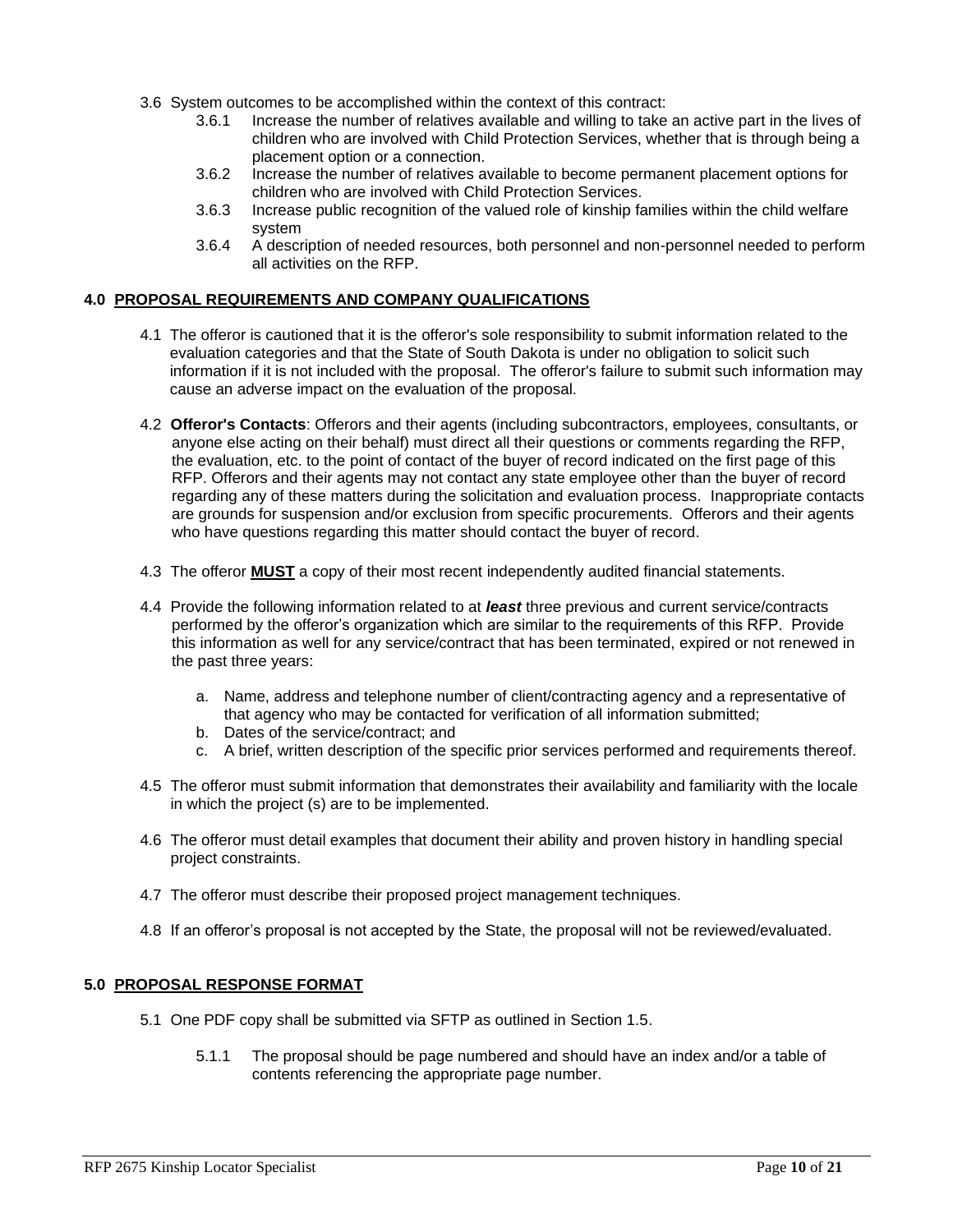3.6 System outcomes to be accomplished within the context of this contract:

   3.6.1 Increase the number of relatives available and willing to take an active part in the lives of children who are involved with Child Protection Services, whether that is through being a placement option or a connection.

   3.6.2 Increase the number of relatives available to become permanent placement options for children who are involved with Child Protection Services.

   3.6.3 Increase public recognition of the valued role of kinship families within the child welfare system

   3.6.4 A description of needed resources, both personnel and non-personnel needed to perform all activities on the RFP.

## 4.0 PROPOSAL REQUIREMENTS AND COMPANY QUALIFICATIONS

4.1 The offeror is cautioned that it is the offeror's sole responsibility to submit information related to the evaluation categories and that the State of South Dakota is under no obligation to solicit such information if it is not included with the proposal. The offeror's failure to submit such information may cause an adverse impact on the evaluation of the proposal.

4.2 **Offeror's Contacts**: Offerors and their agents (including subcontractors, employees, consultants, or anyone else acting on their behalf) must direct all their questions or comments regarding the RFP, the evaluation, etc. to the point of contact of the buyer of record indicated on the first page of this RFP. Offerors and their agents may not contact any state employee other than the buyer of record regarding any of these matters during the solicitation and evaluation process. Inappropriate contacts are grounds for suspension and/or exclusion from specific procurements. Offerors and their agents who have questions regarding this matter should contact the buyer of record.

4.3 The offeror **MUST** a copy of their most recent independently audited financial statements.

4.4 Provide the following information related to at ***least*** three previous and current service/contracts performed by the offeror's organization which are similar to the requirements of this RFP. Provide this information as well for any service/contract that has been terminated, expired or not renewed in the past three years:

   a. Name, address and telephone number of client/contracting agency and a representative of that agency who may be contacted for verification of all information submitted;
   b. Dates of the service/contract; and
   c. A brief, written description of the specific prior services performed and requirements thereof.

4.5 The offeror must submit information that demonstrates their availability and familiarity with the locale in which the project (s) are to be implemented.

4.6 The offeror must detail examples that document their ability and proven history in handling special project constraints.

4.7 The offeror must describe their proposed project management techniques.

4.8 If an offeror's proposal is not accepted by the State, the proposal will not be reviewed/evaluated.

## 5.0 PROPOSAL RESPONSE FORMAT

5.1 One PDF copy shall be submitted via SFTP as outlined in Section 1.5.

   5.1.1 The proposal should be page numbered and should have an index and/or a table of contents referencing the appropriate page number.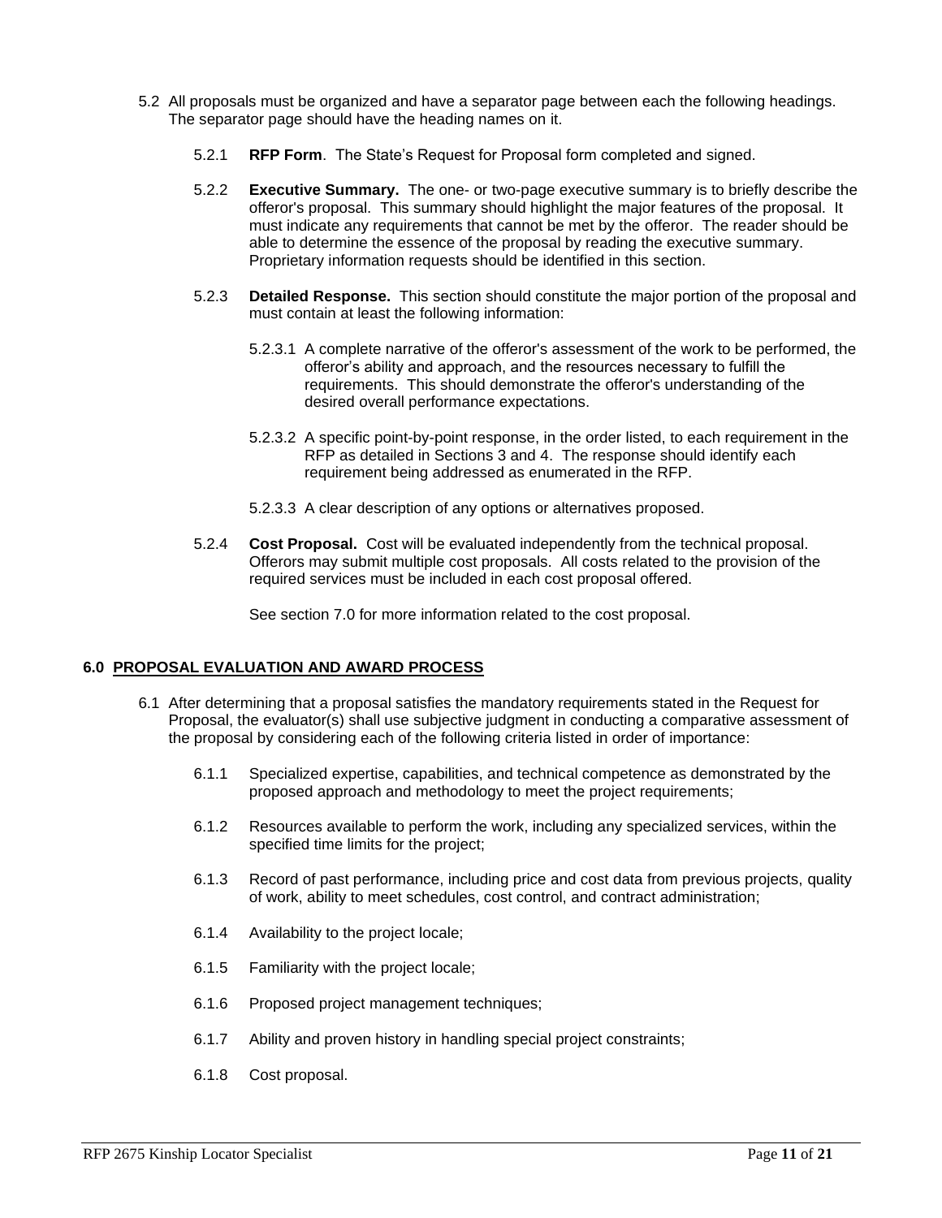5.2 All proposals must be organized and have a separator page between each the following headings. The separator page should have the heading names on it.

5.2.1 **RFP Form**. The State's Request for Proposal form completed and signed.

5.2.2 **Executive Summary.** The one- or two-page executive summary is to briefly describe the offeror's proposal. This summary should highlight the major features of the proposal. It must indicate any requirements that cannot be met by the offeror. The reader should be able to determine the essence of the proposal by reading the executive summary. Proprietary information requests should be identified in this section.

5.2.3 **Detailed Response.** This section should constitute the major portion of the proposal and must contain at least the following information:

5.2.3.1 A complete narrative of the offeror's assessment of the work to be performed, the offeror's ability and approach, and the resources necessary to fulfill the requirements. This should demonstrate the offeror's understanding of the desired overall performance expectations.

5.2.3.2 A specific point-by-point response, in the order listed, to each requirement in the RFP as detailed in Sections 3 and 4. The response should identify each requirement being addressed as enumerated in the RFP.

5.2.3.3 A clear description of any options or alternatives proposed.

5.2.4 **Cost Proposal.** Cost will be evaluated independently from the technical proposal. Offerors may submit multiple cost proposals. All costs related to the provision of the required services must be included in each cost proposal offered.

See section 7.0 for more information related to the cost proposal.

## 6.0 PROPOSAL EVALUATION AND AWARD PROCESS

6.1 After determining that a proposal satisfies the mandatory requirements stated in the Request for Proposal, the evaluator(s) shall use subjective judgment in conducting a comparative assessment of the proposal by considering each of the following criteria listed in order of importance:

6.1.1 Specialized expertise, capabilities, and technical competence as demonstrated by the proposed approach and methodology to meet the project requirements;

6.1.2 Resources available to perform the work, including any specialized services, within the specified time limits for the project;

6.1.3 Record of past performance, including price and cost data from previous projects, quality of work, ability to meet schedules, cost control, and contract administration;

6.1.4 Availability to the project locale;

6.1.5 Familiarity with the project locale;

6.1.6 Proposed project management techniques;

6.1.7 Ability and proven history in handling special project constraints;

6.1.8 Cost proposal.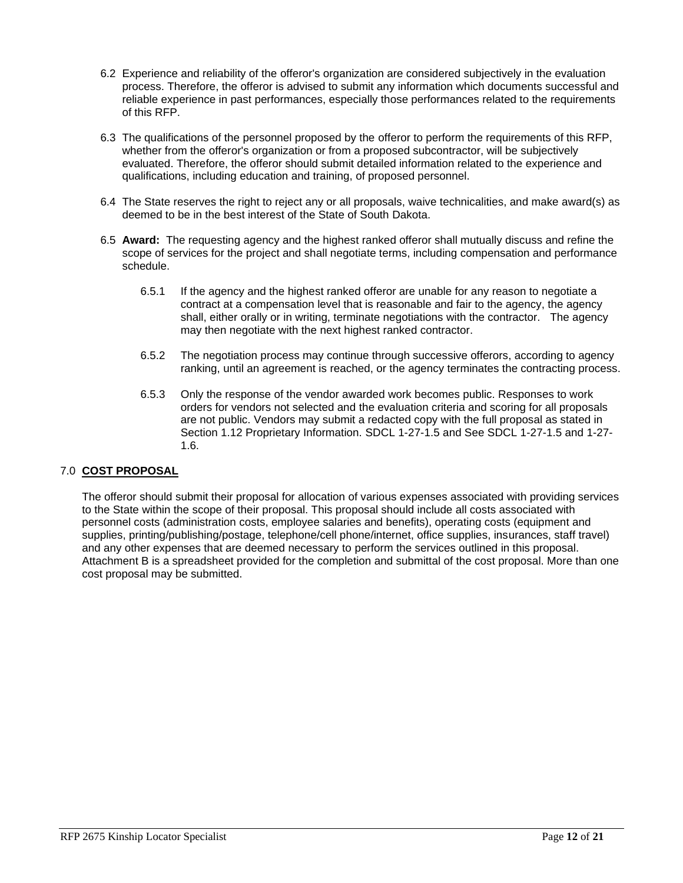6.2 Experience and reliability of the offeror's organization are considered subjectively in the evaluation process. Therefore, the offeror is advised to submit any information which documents successful and reliable experience in past performances, especially those performances related to the requirements of this RFP.

6.3 The qualifications of the personnel proposed by the offeror to perform the requirements of this RFP, whether from the offeror's organization or from a proposed subcontractor, will be subjectively evaluated. Therefore, the offeror should submit detailed information related to the experience and qualifications, including education and training, of proposed personnel.

6.4 The State reserves the right to reject any or all proposals, waive technicalities, and make award(s) as deemed to be in the best interest of the State of South Dakota.

6.5 **Award:** The requesting agency and the highest ranked offeror shall mutually discuss and refine the scope of services for the project and shall negotiate terms, including compensation and performance schedule.

6.5.1 If the agency and the highest ranked offeror are unable for any reason to negotiate a contract at a compensation level that is reasonable and fair to the agency, the agency shall, either orally or in writing, terminate negotiations with the contractor. The agency may then negotiate with the next highest ranked contractor.

6.5.2 The negotiation process may continue through successive offerors, according to agency ranking, until an agreement is reached, or the agency terminates the contracting process.

6.5.3 Only the response of the vendor awarded work becomes public. Responses to work orders for vendors not selected and the evaluation criteria and scoring for all proposals are not public. Vendors may submit a redacted copy with the full proposal as stated in Section 1.12 Proprietary Information. SDCL 1-27-1.5 and See SDCL 1-27-1.5 and 1-27-1.6.

## 7.0 **COST PROPOSAL**

The offeror should submit their proposal for allocation of various expenses associated with providing services to the State within the scope of their proposal. This proposal should include all costs associated with personnel costs (administration costs, employee salaries and benefits), operating costs (equipment and supplies, printing/publishing/postage, telephone/cell phone/internet, office supplies, insurances, staff travel) and any other expenses that are deemed necessary to perform the services outlined in this proposal. Attachment B is a spreadsheet provided for the completion and submittal of the cost proposal. More than one cost proposal may be submitted.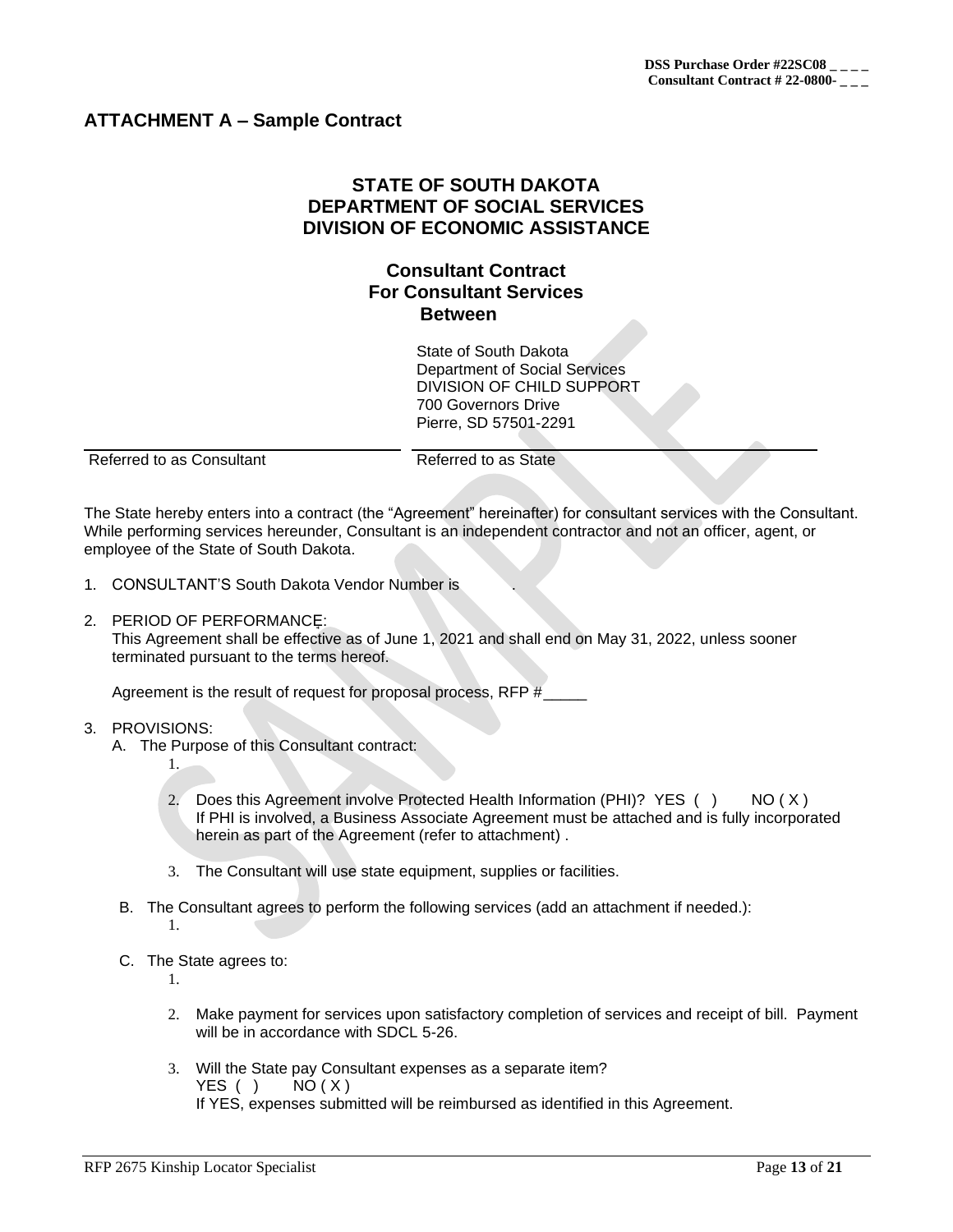DSS Purchase Order #22SC08 _ _ _ _
Consultant Contract # 22-0800- _ _ _

## ATTACHMENT A – Sample Contract

### STATE OF SOUTH DAKOTA
### DEPARTMENT OF SOCIAL SERVICES
### DIVISION OF ECONOMIC ASSISTANCE

**Consultant Contract**
**For Consultant Services**
**Between**

| | State of South Dakota<br>Department of Social Services<br>DIVISION OF CHILD SUPPORT<br>700 Governors Drive<br>Pierre, SD 57501-2291 |
|---|---|
| Referred to as Consultant | Referred to as State |

The State hereby enters into a contract (the "Agreement" hereinafter) for consultant services with the Consultant. While performing services hereunder, Consultant is an independent contractor and not an officer, agent, or employee of the State of South Dakota.

1. CONSULTANT'S South Dakota Vendor Number is .

2. PERIOD OF PERFORMANCE:
   This Agreement shall be effective as of June 1, 2021 and shall end on May 31, 2022, unless sooner terminated pursuant to the terms hereof.

   Agreement is the result of request for proposal process, RFP #_____

3. PROVISIONS:
   A. The Purpose of this Consultant contract:
      1.
      2. Does this Agreement involve Protected Health Information (PHI)? YES ( ) NO ( X )
         If PHI is involved, a Business Associate Agreement must be attached and is fully incorporated herein as part of the Agreement (refer to attachment) .
      3. The Consultant will use state equipment, supplies or facilities.

   B. The Consultant agrees to perform the following services (add an attachment if needed.):
      1.

   C. The State agrees to:
      1.
      2. Make payment for services upon satisfactory completion of services and receipt of bill. Payment will be in accordance with SDCL 5-26.
      3. Will the State pay Consultant expenses as a separate item?
         YES ( ) NO ( X )
         If YES, expenses submitted will be reimbursed as identified in this Agreement.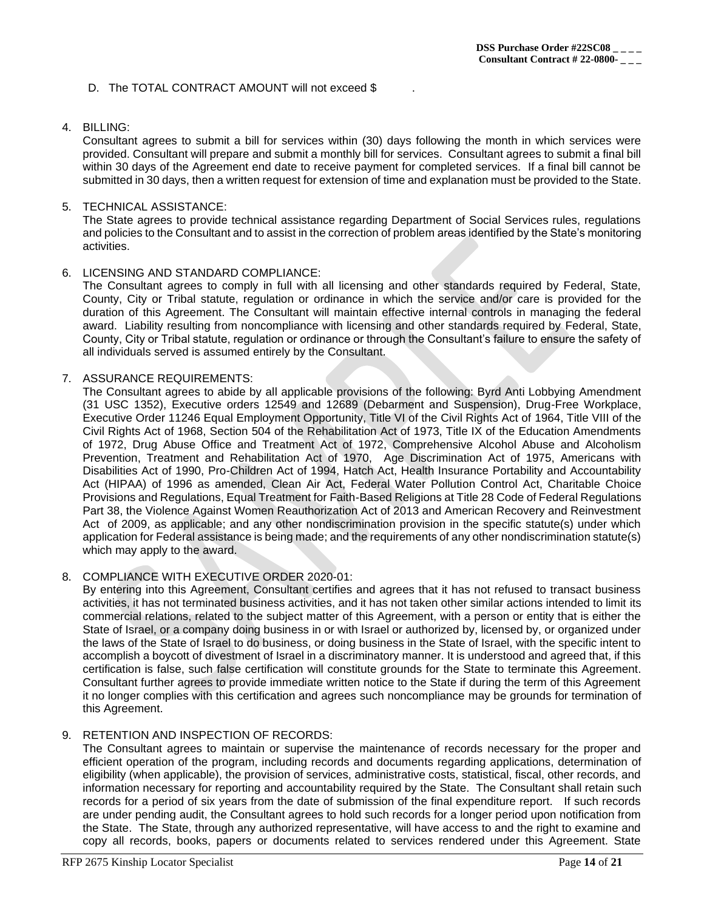D. The TOTAL CONTRACT AMOUNT will not exceed $ .

4. BILLING:
   Consultant agrees to submit a bill for services within (30) days following the month in which services were provided. Consultant will prepare and submit a monthly bill for services. Consultant agrees to submit a final bill within 30 days of the Agreement end date to receive payment for completed services. If a final bill cannot be submitted in 30 days, then a written request for extension of time and explanation must be provided to the State.

5. TECHNICAL ASSISTANCE:
   The State agrees to provide technical assistance regarding Department of Social Services rules, regulations and policies to the Consultant and to assist in the correction of problem areas identified by the State's monitoring activities.

6. LICENSING AND STANDARD COMPLIANCE:
   The Consultant agrees to comply in full with all licensing and other standards required by Federal, State, County, City or Tribal statute, regulation or ordinance in which the service and/or care is provided for the duration of this Agreement. The Consultant will maintain effective internal controls in managing the federal award. Liability resulting from noncompliance with licensing and other standards required by Federal, State, County, City or Tribal statute, regulation or ordinance or through the Consultant's failure to ensure the safety of all individuals served is assumed entirely by the Consultant.

7. ASSURANCE REQUIREMENTS:
   The Consultant agrees to abide by all applicable provisions of the following: Byrd Anti Lobbying Amendment (31 USC 1352), Executive orders 12549 and 12689 (Debarment and Suspension), Drug-Free Workplace, Executive Order 11246 Equal Employment Opportunity, Title VI of the Civil Rights Act of 1964, Title VIII of the Civil Rights Act of 1968, Section 504 of the Rehabilitation Act of 1973, Title IX of the Education Amendments of 1972, Drug Abuse Office and Treatment Act of 1972, Comprehensive Alcohol Abuse and Alcoholism Prevention, Treatment and Rehabilitation Act of 1970, Age Discrimination Act of 1975, Americans with Disabilities Act of 1990, Pro-Children Act of 1994, Hatch Act, Health Insurance Portability and Accountability Act (HIPAA) of 1996 as amended, Clean Air Act, Federal Water Pollution Control Act, Charitable Choice Provisions and Regulations, Equal Treatment for Faith-Based Religions at Title 28 Code of Federal Regulations Part 38, the Violence Against Women Reauthorization Act of 2013 and American Recovery and Reinvestment Act of 2009, as applicable; and any other nondiscrimination provision in the specific statute(s) under which application for Federal assistance is being made; and the requirements of any other nondiscrimination statute(s) which may apply to the award.

8. COMPLIANCE WITH EXECUTIVE ORDER 2020-01:
   By entering into this Agreement, Consultant certifies and agrees that it has not refused to transact business activities, it has not terminated business activities, and it has not taken other similar actions intended to limit its commercial relations, related to the subject matter of this Agreement, with a person or entity that is either the State of Israel, or a company doing business in or with Israel or authorized by, licensed by, or organized under the laws of the State of Israel to do business, or doing business in the State of Israel, with the specific intent to accomplish a boycott of divestment of Israel in a discriminatory manner. It is understood and agreed that, if this certification is false, such false certification will constitute grounds for the State to terminate this Agreement. Consultant further agrees to provide immediate written notice to the State if during the term of this Agreement it no longer complies with this certification and agrees such noncompliance may be grounds for termination of this Agreement.

9. RETENTION AND INSPECTION OF RECORDS:
   The Consultant agrees to maintain or supervise the maintenance of records necessary for the proper and efficient operation of the program, including records and documents regarding applications, determination of eligibility (when applicable), the provision of services, administrative costs, statistical, fiscal, other records, and information necessary for reporting and accountability required by the State. The Consultant shall retain such records for a period of six years from the date of submission of the final expenditure report. If such records are under pending audit, the Consultant agrees to hold such records for a longer period upon notification from the State. The State, through any authorized representative, will have access to and the right to examine and copy all records, books, papers or documents related to services rendered under this Agreement. State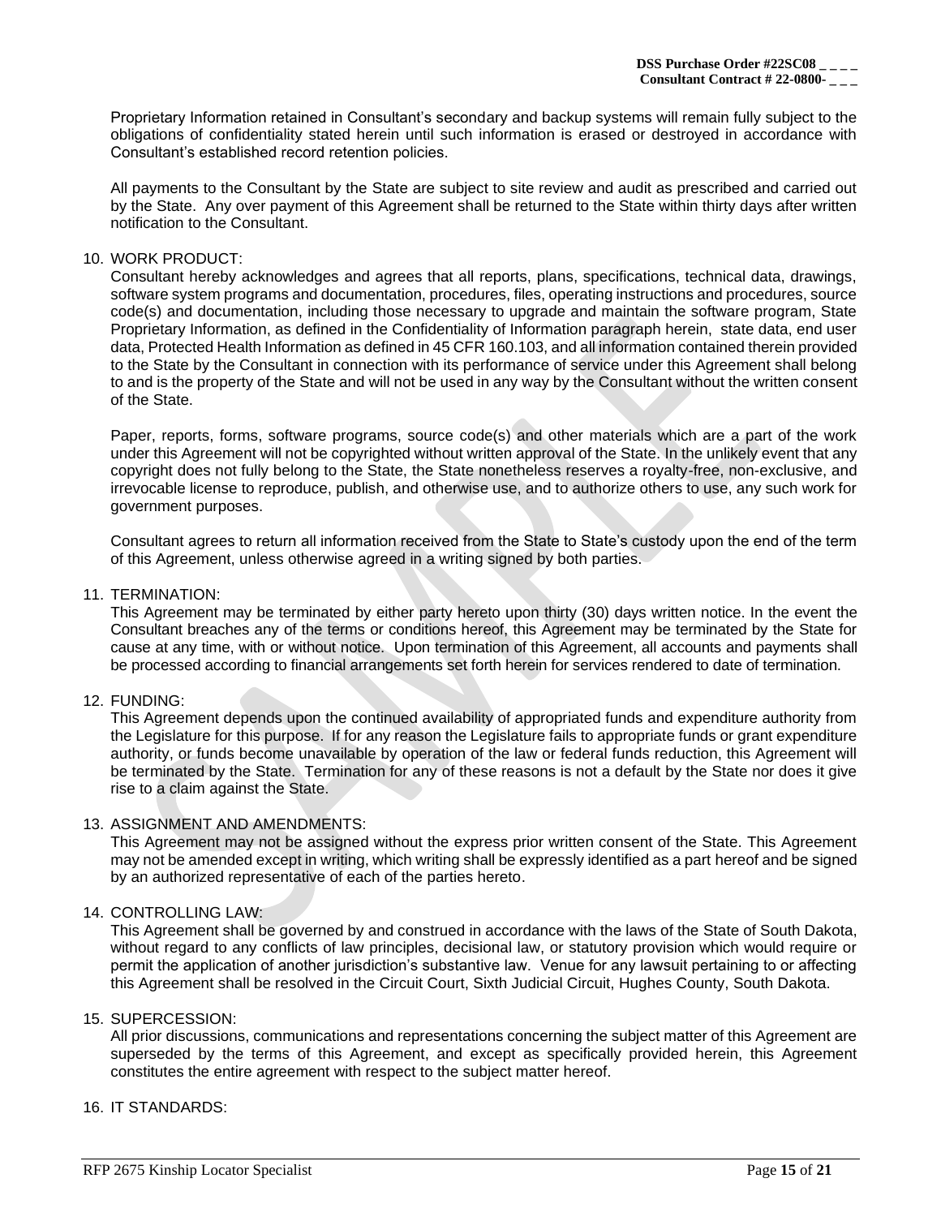Proprietary Information retained in Consultant's secondary and backup systems will remain fully subject to the obligations of confidentiality stated herein until such information is erased or destroyed in accordance with Consultant's established record retention policies.

All payments to the Consultant by the State are subject to site review and audit as prescribed and carried out by the State. Any over payment of this Agreement shall be returned to the State within thirty days after written notification to the Consultant.

10. WORK PRODUCT:
Consultant hereby acknowledges and agrees that all reports, plans, specifications, technical data, drawings, software system programs and documentation, procedures, files, operating instructions and procedures, source code(s) and documentation, including those necessary to upgrade and maintain the software program, State Proprietary Information, as defined in the Confidentiality of Information paragraph herein, state data, end user data, Protected Health Information as defined in 45 CFR 160.103, and all information contained therein provided to the State by the Consultant in connection with its performance of service under this Agreement shall belong to and is the property of the State and will not be used in any way by the Consultant without the written consent of the State.

Paper, reports, forms, software programs, source code(s) and other materials which are a part of the work under this Agreement will not be copyrighted without written approval of the State. In the unlikely event that any copyright does not fully belong to the State, the State nonetheless reserves a royalty-free, non-exclusive, and irrevocable license to reproduce, publish, and otherwise use, and to authorize others to use, any such work for government purposes.

Consultant agrees to return all information received from the State to State's custody upon the end of the term of this Agreement, unless otherwise agreed in a writing signed by both parties.

11. TERMINATION:
This Agreement may be terminated by either party hereto upon thirty (30) days written notice. In the event the Consultant breaches any of the terms or conditions hereof, this Agreement may be terminated by the State for cause at any time, with or without notice. Upon termination of this Agreement, all accounts and payments shall be processed according to financial arrangements set forth herein for services rendered to date of termination.

12. FUNDING:
This Agreement depends upon the continued availability of appropriated funds and expenditure authority from the Legislature for this purpose. If for any reason the Legislature fails to appropriate funds or grant expenditure authority, or funds become unavailable by operation of the law or federal funds reduction, this Agreement will be terminated by the State. Termination for any of these reasons is not a default by the State nor does it give rise to a claim against the State.

13. ASSIGNMENT AND AMENDMENTS:
This Agreement may not be assigned without the express prior written consent of the State. This Agreement may not be amended except in writing, which writing shall be expressly identified as a part hereof and be signed by an authorized representative of each of the parties hereto.

14. CONTROLLING LAW:
This Agreement shall be governed by and construed in accordance with the laws of the State of South Dakota, without regard to any conflicts of law principles, decisional law, or statutory provision which would require or permit the application of another jurisdiction's substantive law. Venue for any lawsuit pertaining to or affecting this Agreement shall be resolved in the Circuit Court, Sixth Judicial Circuit, Hughes County, South Dakota.

15. SUPERCESSION:
All prior discussions, communications and representations concerning the subject matter of this Agreement are superseded by the terms of this Agreement, and except as specifically provided herein, this Agreement constitutes the entire agreement with respect to the subject matter hereof.

16. IT STANDARDS: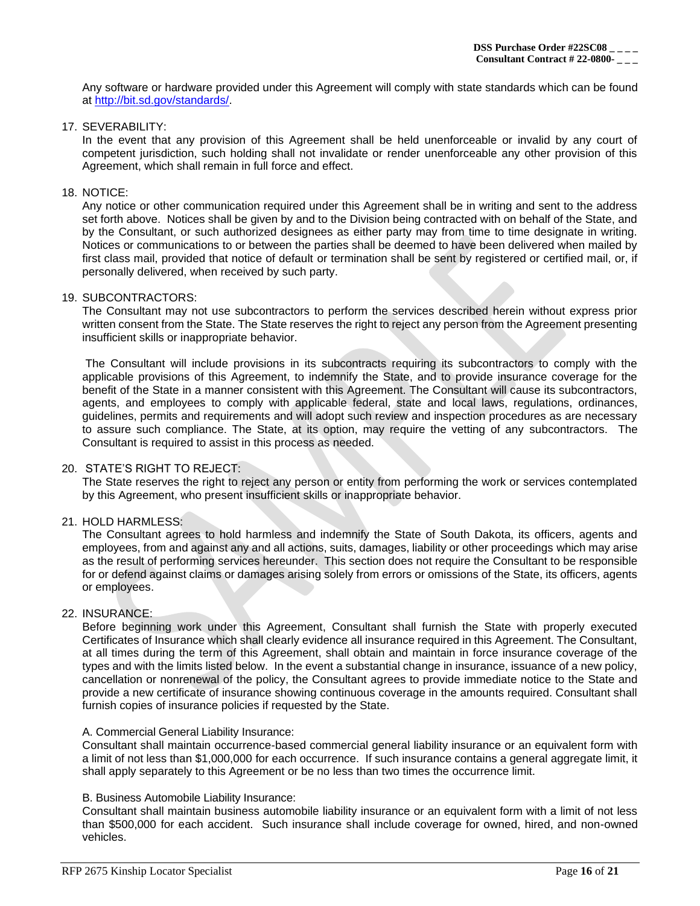Any software or hardware provided under this Agreement will comply with state standards which can be found at http://bit.sd.gov/standards/.

17. SEVERABILITY:

In the event that any provision of this Agreement shall be held unenforceable or invalid by any court of competent jurisdiction, such holding shall not invalidate or render unenforceable any other provision of this Agreement, which shall remain in full force and effect.

18. NOTICE:

Any notice or other communication required under this Agreement shall be in writing and sent to the address set forth above. Notices shall be given by and to the Division being contracted with on behalf of the State, and by the Consultant, or such authorized designees as either party may from time to time designate in writing. Notices or communications to or between the parties shall be deemed to have been delivered when mailed by first class mail, provided that notice of default or termination shall be sent by registered or certified mail, or, if personally delivered, when received by such party.

19. SUBCONTRACTORS:

The Consultant may not use subcontractors to perform the services described herein without express prior written consent from the State. The State reserves the right to reject any person from the Agreement presenting insufficient skills or inappropriate behavior.

The Consultant will include provisions in its subcontracts requiring its subcontractors to comply with the applicable provisions of this Agreement, to indemnify the State, and to provide insurance coverage for the benefit of the State in a manner consistent with this Agreement. The Consultant will cause its subcontractors, agents, and employees to comply with applicable federal, state and local laws, regulations, ordinances, guidelines, permits and requirements and will adopt such review and inspection procedures as are necessary to assure such compliance. The State, at its option, may require the vetting of any subcontractors. The Consultant is required to assist in this process as needed.

20. STATE'S RIGHT TO REJECT:

The State reserves the right to reject any person or entity from performing the work or services contemplated by this Agreement, who present insufficient skills or inappropriate behavior.

21. HOLD HARMLESS:

The Consultant agrees to hold harmless and indemnify the State of South Dakota, its officers, agents and employees, from and against any and all actions, suits, damages, liability or other proceedings which may arise as the result of performing services hereunder. This section does not require the Consultant to be responsible for or defend against claims or damages arising solely from errors or omissions of the State, its officers, agents or employees.

22. INSURANCE:

Before beginning work under this Agreement, Consultant shall furnish the State with properly executed Certificates of Insurance which shall clearly evidence all insurance required in this Agreement. The Consultant, at all times during the term of this Agreement, shall obtain and maintain in force insurance coverage of the types and with the limits listed below. In the event a substantial change in insurance, issuance of a new policy, cancellation or nonrenewal of the policy, the Consultant agrees to provide immediate notice to the State and provide a new certificate of insurance showing continuous coverage in the amounts required. Consultant shall furnish copies of insurance policies if requested by the State.

A. Commercial General Liability Insurance:

Consultant shall maintain occurrence-based commercial general liability insurance or an equivalent form with a limit of not less than $1,000,000 for each occurrence. If such insurance contains a general aggregate limit, it shall apply separately to this Agreement or be no less than two times the occurrence limit.

B. Business Automobile Liability Insurance:

Consultant shall maintain business automobile liability insurance or an equivalent form with a limit of not less than $500,000 for each accident. Such insurance shall include coverage for owned, hired, and non-owned vehicles.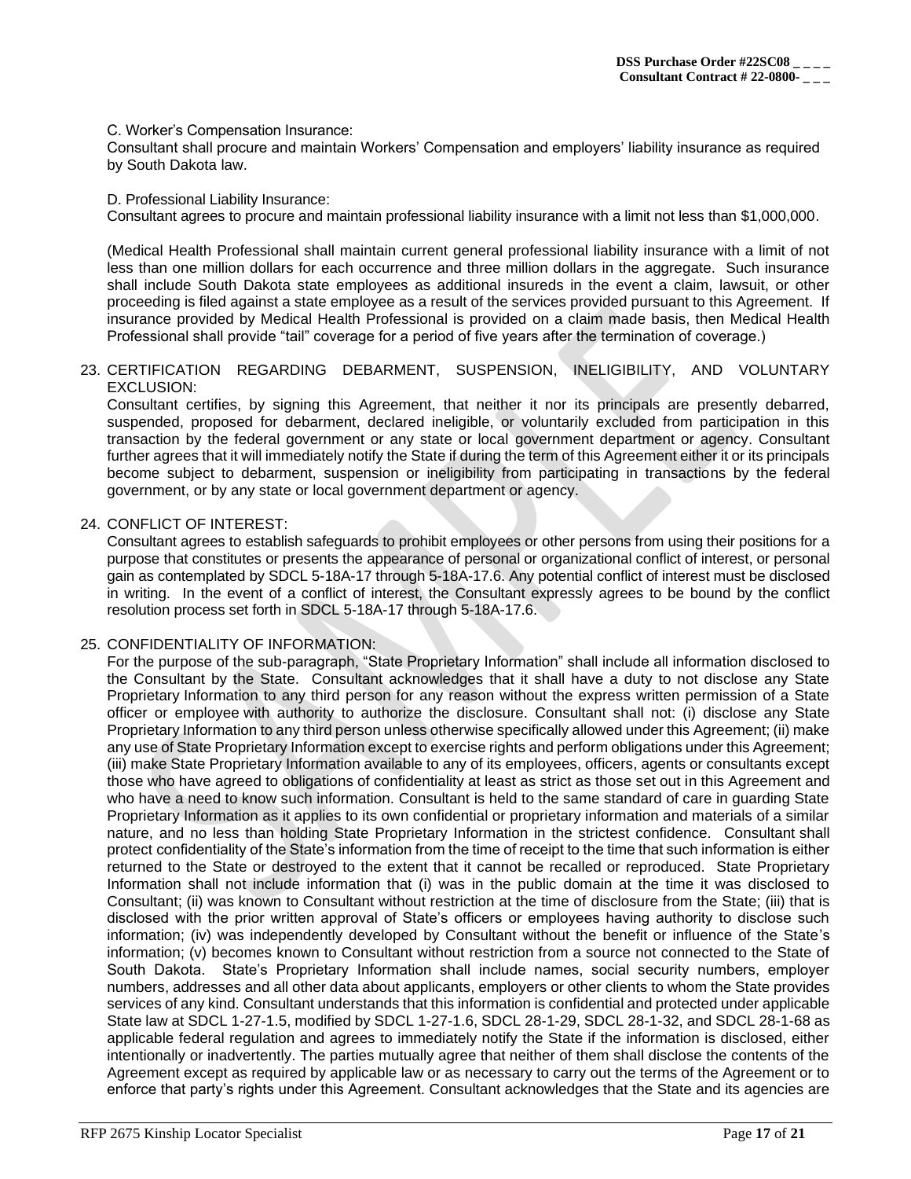C. Worker's Compensation Insurance:
Consultant shall procure and maintain Workers' Compensation and employers' liability insurance as required by South Dakota law.

D. Professional Liability Insurance:
Consultant agrees to procure and maintain professional liability insurance with a limit not less than $1,000,000.

(Medical Health Professional shall maintain current general professional liability insurance with a limit of not less than one million dollars for each occurrence and three million dollars in the aggregate. Such insurance shall include South Dakota state employees as additional insureds in the event a claim, lawsuit, or other proceeding is filed against a state employee as a result of the services provided pursuant to this Agreement. If insurance provided by Medical Health Professional is provided on a claim made basis, then Medical Health Professional shall provide "tail" coverage for a period of five years after the termination of coverage.)

23. CERTIFICATION REGARDING DEBARMENT, SUSPENSION, INELIGIBILITY, AND VOLUNTARY EXCLUSION:
Consultant certifies, by signing this Agreement, that neither it nor its principals are presently debarred, suspended, proposed for debarment, declared ineligible, or voluntarily excluded from participation in this transaction by the federal government or any state or local government department or agency. Consultant further agrees that it will immediately notify the State if during the term of this Agreement either it or its principals become subject to debarment, suspension or ineligibility from participating in transactions by the federal government, or by any state or local government department or agency.

24. CONFLICT OF INTEREST:
Consultant agrees to establish safeguards to prohibit employees or other persons from using their positions for a purpose that constitutes or presents the appearance of personal or organizational conflict of interest, or personal gain as contemplated by SDCL 5-18A-17 through 5-18A-17.6. Any potential conflict of interest must be disclosed in writing. In the event of a conflict of interest, the Consultant expressly agrees to be bound by the conflict resolution process set forth in SDCL 5-18A-17 through 5-18A-17.6.

25. CONFIDENTIALITY OF INFORMATION:
For the purpose of the sub-paragraph, "State Proprietary Information" shall include all information disclosed to the Consultant by the State. Consultant acknowledges that it shall have a duty to not disclose any State Proprietary Information to any third person for any reason without the express written permission of a State officer or employee with authority to authorize the disclosure. Consultant shall not: (i) disclose any State Proprietary Information to any third person unless otherwise specifically allowed under this Agreement; (ii) make any use of State Proprietary Information except to exercise rights and perform obligations under this Agreement; (iii) make State Proprietary Information available to any of its employees, officers, agents or consultants except those who have agreed to obligations of confidentiality at least as strict as those set out in this Agreement and who have a need to know such information. Consultant is held to the same standard of care in guarding State Proprietary Information as it applies to its own confidential or proprietary information and materials of a similar nature, and no less than holding State Proprietary Information in the strictest confidence. Consultant shall protect confidentiality of the State's information from the time of receipt to the time that such information is either returned to the State or destroyed to the extent that it cannot be recalled or reproduced. State Proprietary Information shall not include information that (i) was in the public domain at the time it was disclosed to Consultant; (ii) was known to Consultant without restriction at the time of disclosure from the State; (iii) that is disclosed with the prior written approval of State's officers or employees having authority to disclose such information; (iv) was independently developed by Consultant without the benefit or influence of the State's information; (v) becomes known to Consultant without restriction from a source not connected to the State of South Dakota. State's Proprietary Information shall include names, social security numbers, employer numbers, addresses and all other data about applicants, employers or other clients to whom the State provides services of any kind. Consultant understands that this information is confidential and protected under applicable State law at SDCL 1-27-1.5, modified by SDCL 1-27-1.6, SDCL 28-1-29, SDCL 28-1-32, and SDCL 28-1-68 as applicable federal regulation and agrees to immediately notify the State if the information is disclosed, either intentionally or inadvertently. The parties mutually agree that neither of them shall disclose the contents of the Agreement except as required by applicable law or as necessary to carry out the terms of the Agreement or to enforce that party's rights under this Agreement. Consultant acknowledges that the State and its agencies are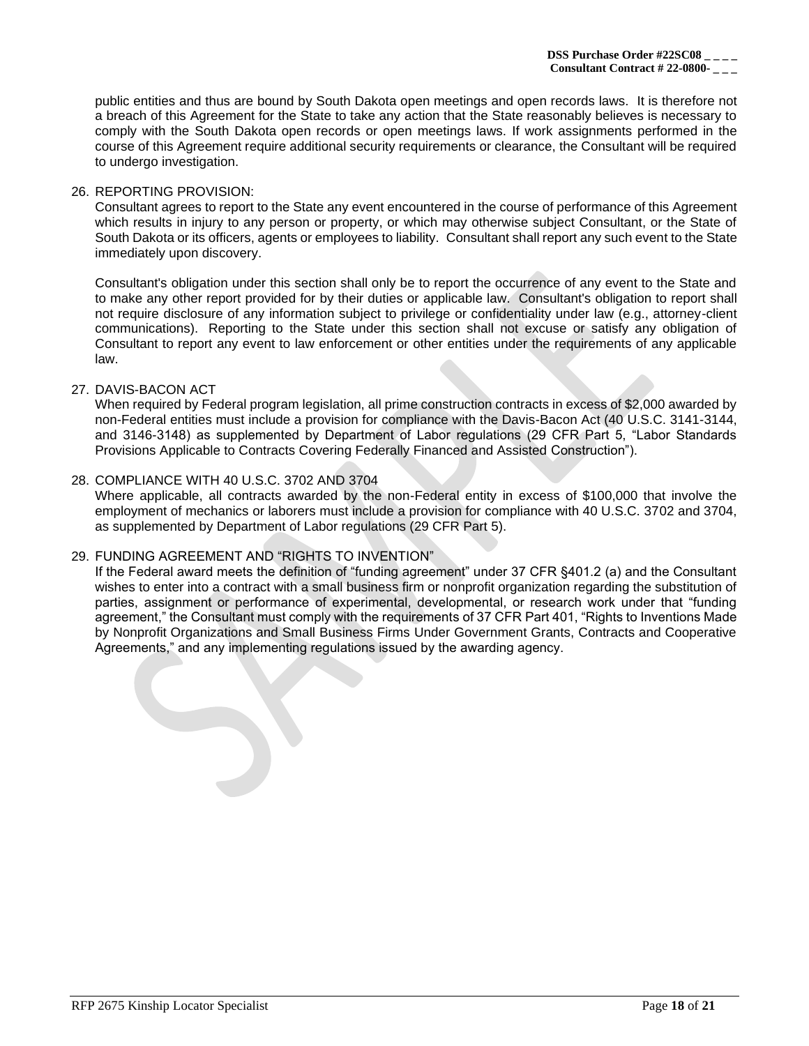public entities and thus are bound by South Dakota open meetings and open records laws. It is therefore not a breach of this Agreement for the State to take any action that the State reasonably believes is necessary to comply with the South Dakota open records or open meetings laws. If work assignments performed in the course of this Agreement require additional security requirements or clearance, the Consultant will be required to undergo investigation.

26. REPORTING PROVISION:
Consultant agrees to report to the State any event encountered in the course of performance of this Agreement which results in injury to any person or property, or which may otherwise subject Consultant, or the State of South Dakota or its officers, agents or employees to liability. Consultant shall report any such event to the State immediately upon discovery.

    Consultant's obligation under this section shall only be to report the occurrence of any event to the State and to make any other report provided for by their duties or applicable law. Consultant's obligation to report shall not require disclosure of any information subject to privilege or confidentiality under law (e.g., attorney-client communications). Reporting to the State under this section shall not excuse or satisfy any obligation of Consultant to report any event to law enforcement or other entities under the requirements of any applicable law.

27. DAVIS-BACON ACT
When required by Federal program legislation, all prime construction contracts in excess of $2,000 awarded by non-Federal entities must include a provision for compliance with the Davis-Bacon Act (40 U.S.C. 3141-3144, and 3146-3148) as supplemented by Department of Labor regulations (29 CFR Part 5, "Labor Standards Provisions Applicable to Contracts Covering Federally Financed and Assisted Construction").

28. COMPLIANCE WITH 40 U.S.C. 3702 AND 3704
Where applicable, all contracts awarded by the non-Federal entity in excess of $100,000 that involve the employment of mechanics or laborers must include a provision for compliance with 40 U.S.C. 3702 and 3704, as supplemented by Department of Labor regulations (29 CFR Part 5).

29. FUNDING AGREEMENT AND "RIGHTS TO INVENTION"
If the Federal award meets the definition of "funding agreement" under 37 CFR §401.2 (a) and the Consultant wishes to enter into a contract with a small business firm or nonprofit organization regarding the substitution of parties, assignment or performance of experimental, developmental, or research work under that "funding agreement," the Consultant must comply with the requirements of 37 CFR Part 401, "Rights to Inventions Made by Nonprofit Organizations and Small Business Firms Under Government Grants, Contracts and Cooperative Agreements," and any implementing regulations issued by the awarding agency.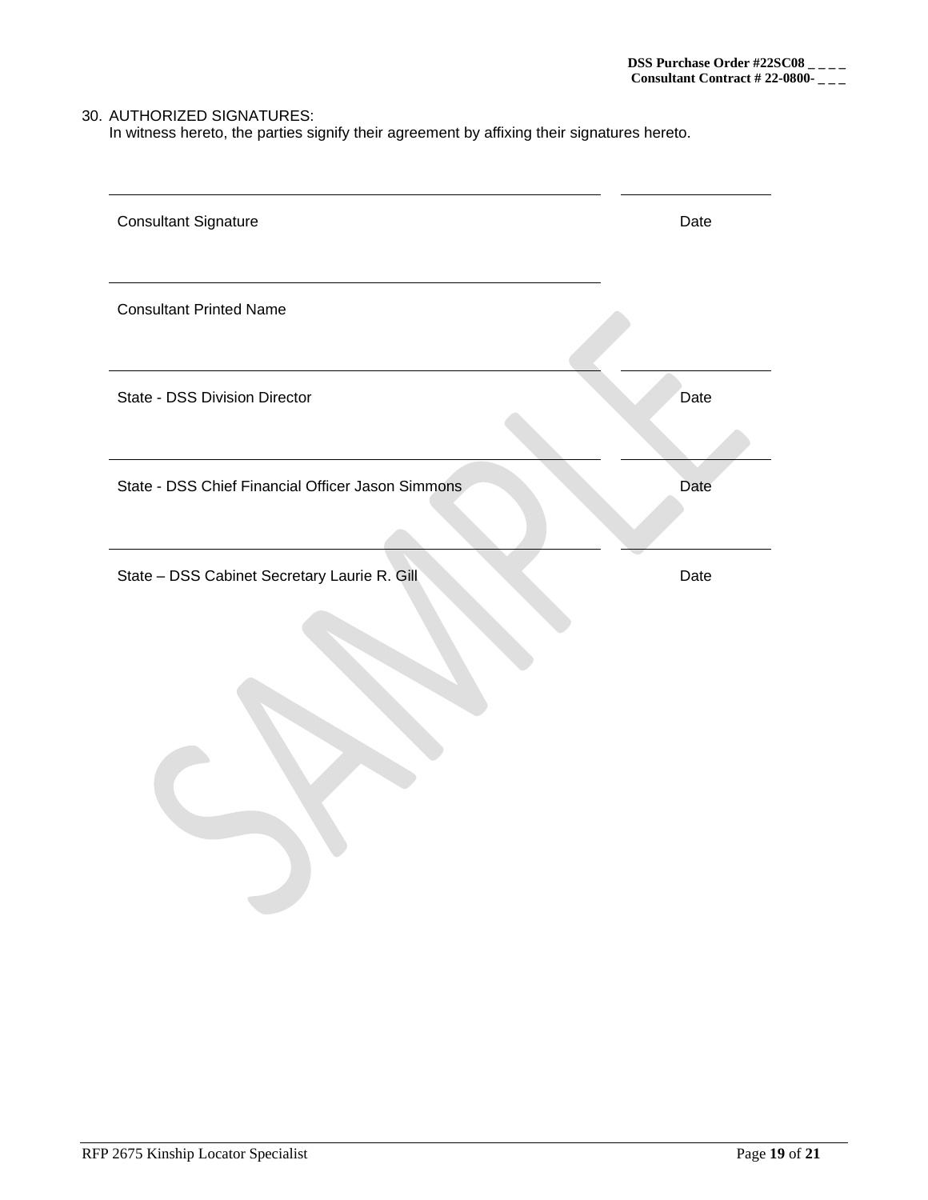30. AUTHORIZED SIGNATURES:
    In witness hereto, the parties signify their agreement by affixing their signatures hereto.

| | |
|---|---|
| \_\_\_\_\_\_\_\_\_\_\_\_\_\_\_\_\_\_\_\_\_\_\_\_\_\_\_\_\_\_\_\_\_\_\_\_\_\_\_\_ | \_\_\_\_\_\_\_\_\_\_\_\_ |
| Consultant Signature | Date |
| \_\_\_\_\_\_\_\_\_\_\_\_\_\_\_\_\_\_\_\_\_\_\_\_\_\_\_\_\_\_\_\_\_\_\_\_\_\_\_\_ | |
| Consultant Printed Name | |
| \_\_\_\_\_\_\_\_\_\_\_\_\_\_\_\_\_\_\_\_\_\_\_\_\_\_\_\_\_\_\_\_\_\_\_\_\_\_\_\_ | \_\_\_\_\_\_\_\_\_\_\_\_ |
| State - DSS Division Director | Date |
| \_\_\_\_\_\_\_\_\_\_\_\_\_\_\_\_\_\_\_\_\_\_\_\_\_\_\_\_\_\_\_\_\_\_\_\_\_\_\_\_ | \_\_\_\_\_\_\_\_\_\_\_\_ |
| State - DSS Chief Financial Officer Jason Simmons | Date |
| \_\_\_\_\_\_\_\_\_\_\_\_\_\_\_\_\_\_\_\_\_\_\_\_\_\_\_\_\_\_\_\_\_\_\_\_\_\_\_\_ | \_\_\_\_\_\_\_\_\_\_\_\_ |
| State – DSS Cabinet Secretary Laurie R. Gill | Date |

SAMPLE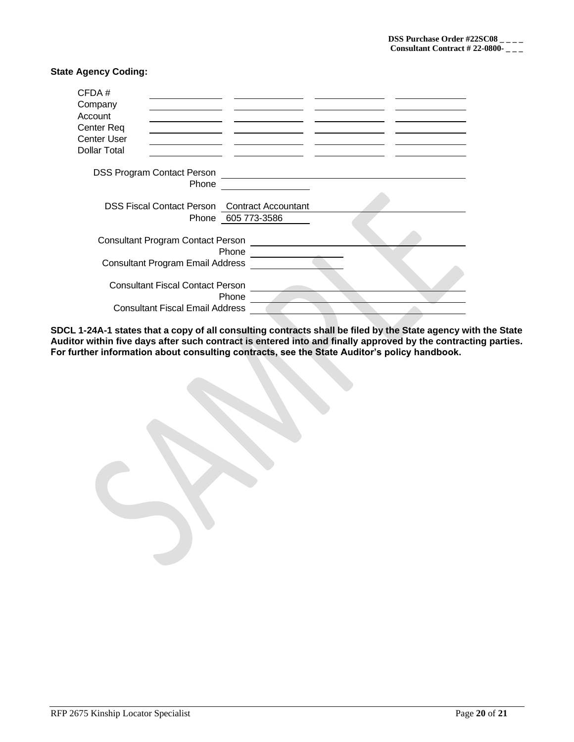**DSS Purchase Order #22SC08 _ _ _ _**
**Consultant Contract # 22-0800- _ _ _**

**State Agency Coding:**

| | | | | |
|---|---|---|---|---|
| CFDA # | | | | |
| Company | | | | |
| Account | | | | |
| Center Req | | | | |
| Center User | | | | |
| Dollar Total | | | | |

DSS Program Contact Person ____________________
Phone ____________________

DSS Fiscal Contact Person Contract Accountant
Phone 605 773-3586

Consultant Program Contact Person ____________________
Phone ____________________
Consultant Program Email Address ____________________

Consultant Fiscal Contact Person ____________________
Phone ____________________
Consultant Fiscal Email Address ____________________

**SDCL 1-24A-1 states that a copy of all consulting contracts shall be filed by the State agency with the State Auditor within five days after such contract is entered into and finally approved by the contracting parties. For further information about consulting contracts, see the State Auditor's policy handbook.**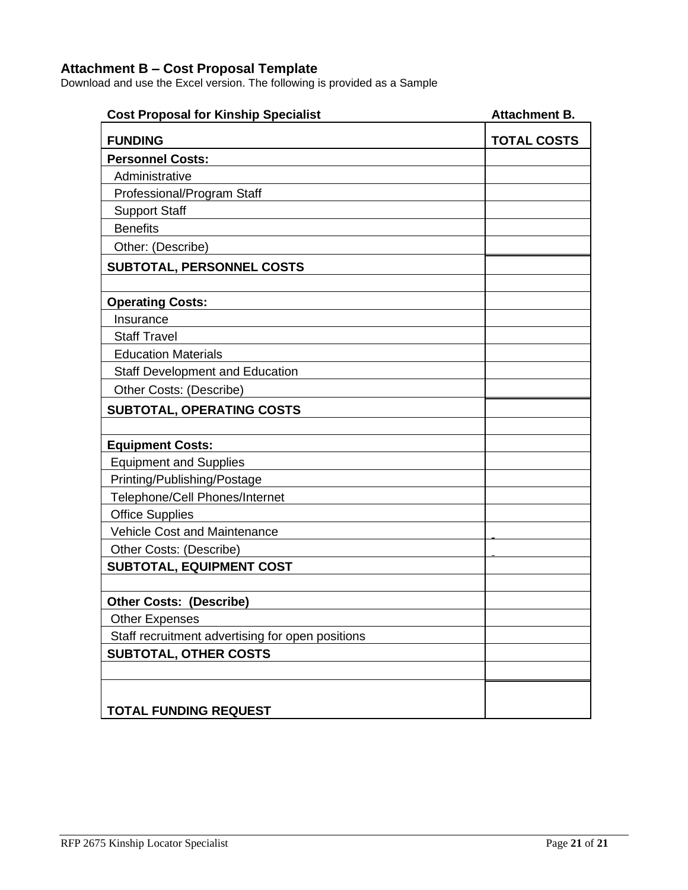### Attachment B – Cost Proposal Template

Download and use the Excel version. The following is provided as a Sample

| **Cost Proposal for Kinship Specialist** | **Attachment B.** |
|---|---|
| **FUNDING** | **TOTAL COSTS** |
| **Personnel Costs:** | |
| Administrative | |
| Professional/Program Staff | |
| Support Staff | |
| Benefits | |
| Other: (Describe) | |
| **SUBTOTAL, PERSONNEL COSTS** | |
| | |
| **Operating Costs:** | |
| Insurance | |
| Staff Travel | |
| Education Materials | |
| Staff Development and Education | |
| Other Costs: (Describe) | |
| **SUBTOTAL, OPERATING COSTS** | |
| | |
| **Equipment Costs:** | |
| Equipment and Supplies | |
| Printing/Publishing/Postage | |
| Telephone/Cell Phones/Internet | |
| Office Supplies | |
| Vehicle Cost and Maintenance | |
| Other Costs: (Describe) | |
| **SUBTOTAL, EQUIPMENT COST** | |
| | |
| **Other Costs: (Describe)** | |
| Other Expenses | |
| Staff recruitment advertising for open positions | |
| **SUBTOTAL, OTHER COSTS** | |
| | |
| **TOTAL FUNDING REQUEST** | |